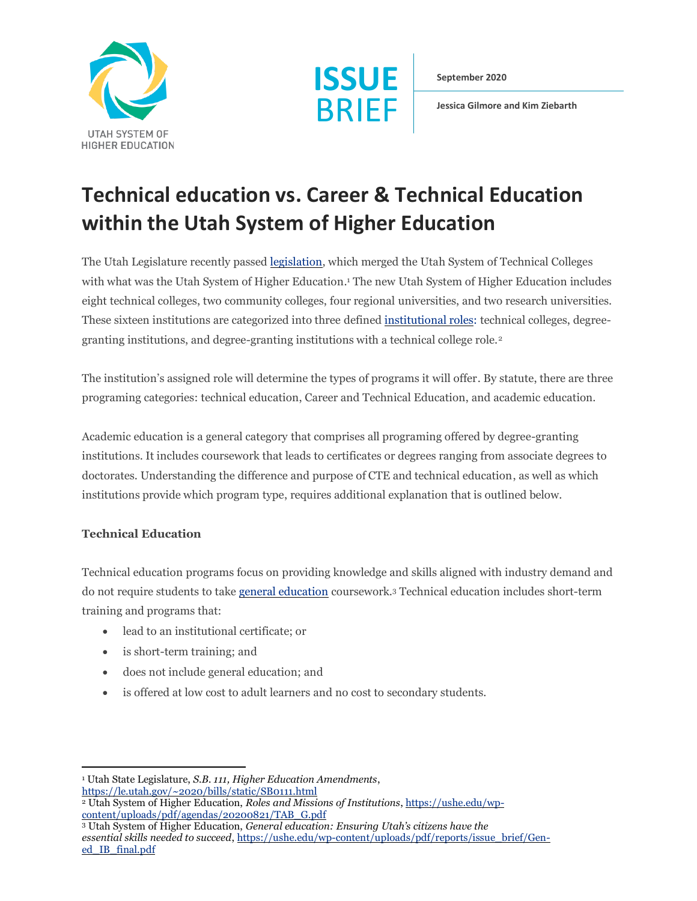UTAH SYSTEM OF HIGHER EDUCATION

**ISSUE BRIEF**

**September 2020**

**Jessica Gilmore and Kim Ziebarth**

# Technical education vs. Career & Technical Education within the Utah System of Higher Education

The Utah Legislature recently passed legislation, which merged the Utah System of Technical Colleges with what was the Utah System of Higher Education.[1] The new Utah System of Higher Education includes eight technical colleges, two community colleges, four regional universities, and two research universities. These sixteen institutions are categorized into three defined institutional roles: technical colleges, degree-granting institutions, and degree-granting institutions with a technical college role.[2]

The institution's assigned role will determine the types of programs it will offer. By statute, there are three programing categories: technical education, Career and Technical Education, and academic education.

Academic education is a general category that comprises all programing offered by degree-granting institutions. It includes coursework that leads to certificates or degrees ranging from associate degrees to doctorates. Understanding the difference and purpose of CTE and technical education, as well as which institutions provide which program type, requires additional explanation that is outlined below.

### Technical Education

Technical education programs focus on providing knowledge and skills aligned with industry demand and do not require students to take general education coursework.[3] Technical education includes short-term training and programs that:

- lead to an institutional certificate; or
- is short-term training; and
- does not include general education; and
- is offered at low cost to adult learners and no cost to secondary students.

---

[1] Utah State Legislature, *S.B. 111, Higher Education Amendments*, https://le.utah.gov/~2020/bills/static/SB0111.html

[2] Utah System of Higher Education, *Roles and Missions of Institutions*, https://ushe.edu/wp-content/uploads/pdf/agendas/20200821/TAB_G.pdf

[3] Utah System of Higher Education, *General education: Ensuring Utah's citizens have the essential skills needed to succeed*, https://ushe.edu/wp-content/uploads/pdf/reports/issue_brief/Gen-ed_IB_final.pdf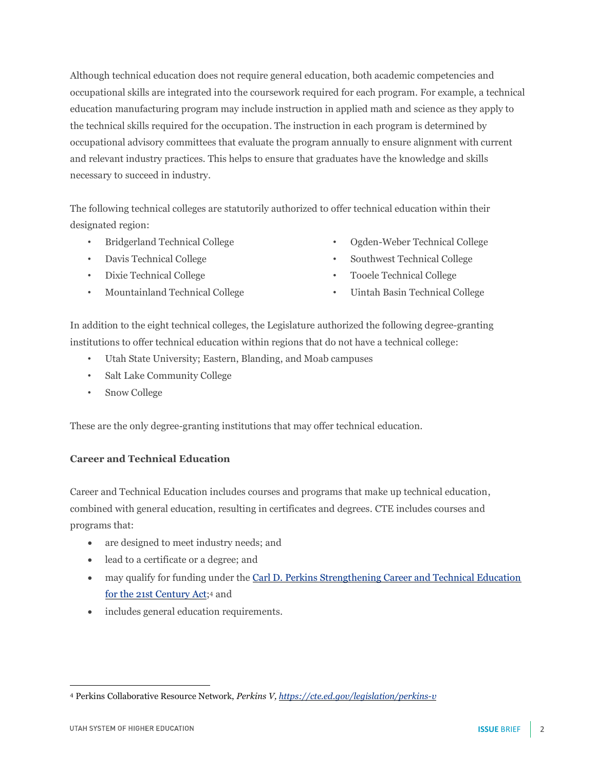Although technical education does not require general education, both academic competencies and occupational skills are integrated into the coursework required for each program. For example, a technical education manufacturing program may include instruction in applied math and science as they apply to the technical skills required for the occupation. The instruction in each program is determined by occupational advisory committees that evaluate the program annually to ensure alignment with current and relevant industry practices. This helps to ensure that graduates have the knowledge and skills necessary to succeed in industry.

The following technical colleges are statutorily authorized to offer technical education within their designated region:

- Bridgerland Technical College
- Davis Technical College
- Dixie Technical College
- Mountainland Technical College
- Ogden-Weber Technical College
- Southwest Technical College
- Tooele Technical College
- Uintah Basin Technical College

In addition to the eight technical colleges, the Legislature authorized the following degree-granting institutions to offer technical education within regions that do not have a technical college:

- Utah State University; Eastern, Blanding, and Moab campuses
- Salt Lake Community College
- Snow College

These are the only degree-granting institutions that may offer technical education.

**Career and Technical Education**

Career and Technical Education includes courses and programs that make up technical education, combined with general education, resulting in certificates and degrees. CTE includes courses and programs that:

- are designed to meet industry needs; and
- lead to a certificate or a degree; and
- may qualify for funding under the [Carl D. Perkins Strengthening Career and Technical Education for the 21st Century Act](https://cte.ed.gov/legislation/perkins-v);[4] and
- includes general education requirements.

[4] Perkins Collaborative Resource Network, *Perkins V*, *https://cte.ed.gov/legislation/perkins-v*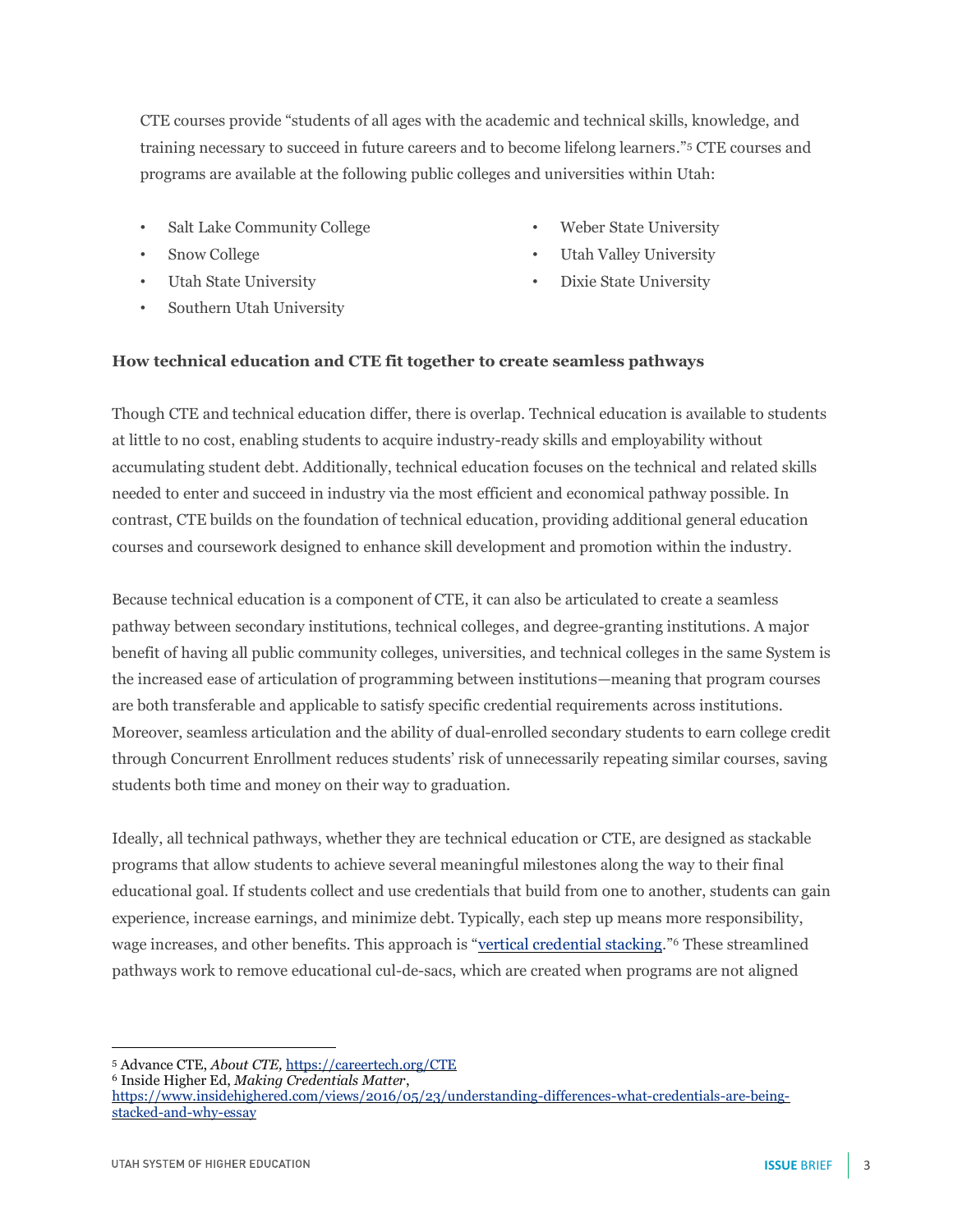CTE courses provide "students of all ages with the academic and technical skills, knowledge, and training necessary to succeed in future careers and to become lifelong learners."[5] CTE courses and programs are available at the following public colleges and universities within Utah:

- Salt Lake Community College
- Snow College
- Utah State University
- Southern Utah University
- Weber State University
- Utah Valley University
- Dixie State University

**How technical education and CTE fit together to create seamless pathways**

Though CTE and technical education differ, there is overlap. Technical education is available to students at little to no cost, enabling students to acquire industry-ready skills and employability without accumulating student debt. Additionally, technical education focuses on the technical and related skills needed to enter and succeed in industry via the most efficient and economical pathway possible. In contrast, CTE builds on the foundation of technical education, providing additional general education courses and coursework designed to enhance skill development and promotion within the industry.

Because technical education is a component of CTE, it can also be articulated to create a seamless pathway between secondary institutions, technical colleges, and degree-granting institutions. A major benefit of having all public community colleges, universities, and technical colleges in the same System is the increased ease of articulation of programming between institutions—meaning that program courses are both transferable and applicable to satisfy specific credential requirements across institutions. Moreover, seamless articulation and the ability of dual-enrolled secondary students to earn college credit through Concurrent Enrollment reduces students' risk of unnecessarily repeating similar courses, saving students both time and money on their way to graduation.

Ideally, all technical pathways, whether they are technical education or CTE, are designed as stackable programs that allow students to achieve several meaningful milestones along the way to their final educational goal. If students collect and use credentials that build from one to another, students can gain experience, increase earnings, and minimize debt. Typically, each step up means more responsibility, wage increases, and other benefits. This approach is "vertical credential stacking."[6] These streamlined pathways work to remove educational cul-de-sacs, which are created when programs are not aligned

---

[5] Advance CTE, *About CTE,* https://careertech.org/CTE

[6] Inside Higher Ed, *Making Credentials Matter*, https://www.insidehighered.com/views/2016/05/23/understanding-differences-what-credentials-are-being-stacked-and-why-essay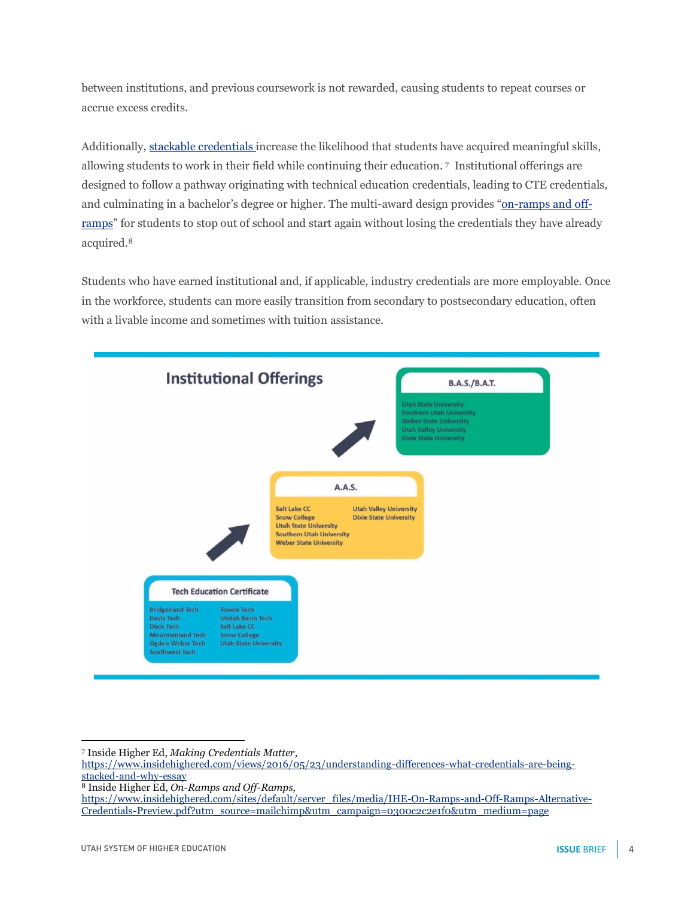between institutions, and previous coursework is not rewarded, causing students to repeat courses or accrue excess credits.

Additionally, [stackable credentials](https://www.insidehighered.com/views/2016/05/23/understanding-differences-what-credentials-are-being-stacked-and-why-essay) increase the likelihood that students have acquired meaningful skills, allowing students to work in their field while continuing their education.[7] Institutional offerings are designed to follow a pathway originating with technical education credentials, leading to CTE credentials, and culminating in a bachelor's degree or higher. The multi-award design provides "on-ramps and off-ramps" for students to stop out of school and start again without losing the credentials they have already acquired.[8]

Students who have earned institutional and, if applicable, industry credentials are more employable. Once in the workforce, students can more easily transition from secondary to postsecondary education, often with a livable income and sometimes with tuition assistance.

**Institutional Offerings**

**Tech Education Certificate**
- Bridgerland Tech
- Davis Tech
- Dixie Tech
- Mountainland Tech
- Ogden-Weber Tech
- Southwest Tech
- Tooele Tech
- Uintah Basin Tech
- Salt Lake CC
- Snow College
- Utah State University

**A.A.S.**
- Salt Lake CC
- Snow College
- Utah State University
- Southern Utah University
- Weber State University
- Utah Valley University
- Dixie State University

**B.A.S./B.A.T.**
- Utah State University
- Southern Utah University
- Weber State University
- Utah Valley University
- Dixie State University

---

[7] Inside Higher Ed, *Making Credentials Matter,* https://www.insidehighered.com/views/2016/05/23/understanding-differences-what-credentials-are-being-stacked-and-why-essay

[8] Inside Higher Ed, *On-Ramps and Off-Ramps,* https://www.insidehighered.com/sites/default/server_files/media/IHE-On-Ramps-and-Off-Ramps-Alternative-Credentials-Preview.pdf?utm_source=mailchimp&utm_campaign=0300c2c2e1f0&utm_medium=page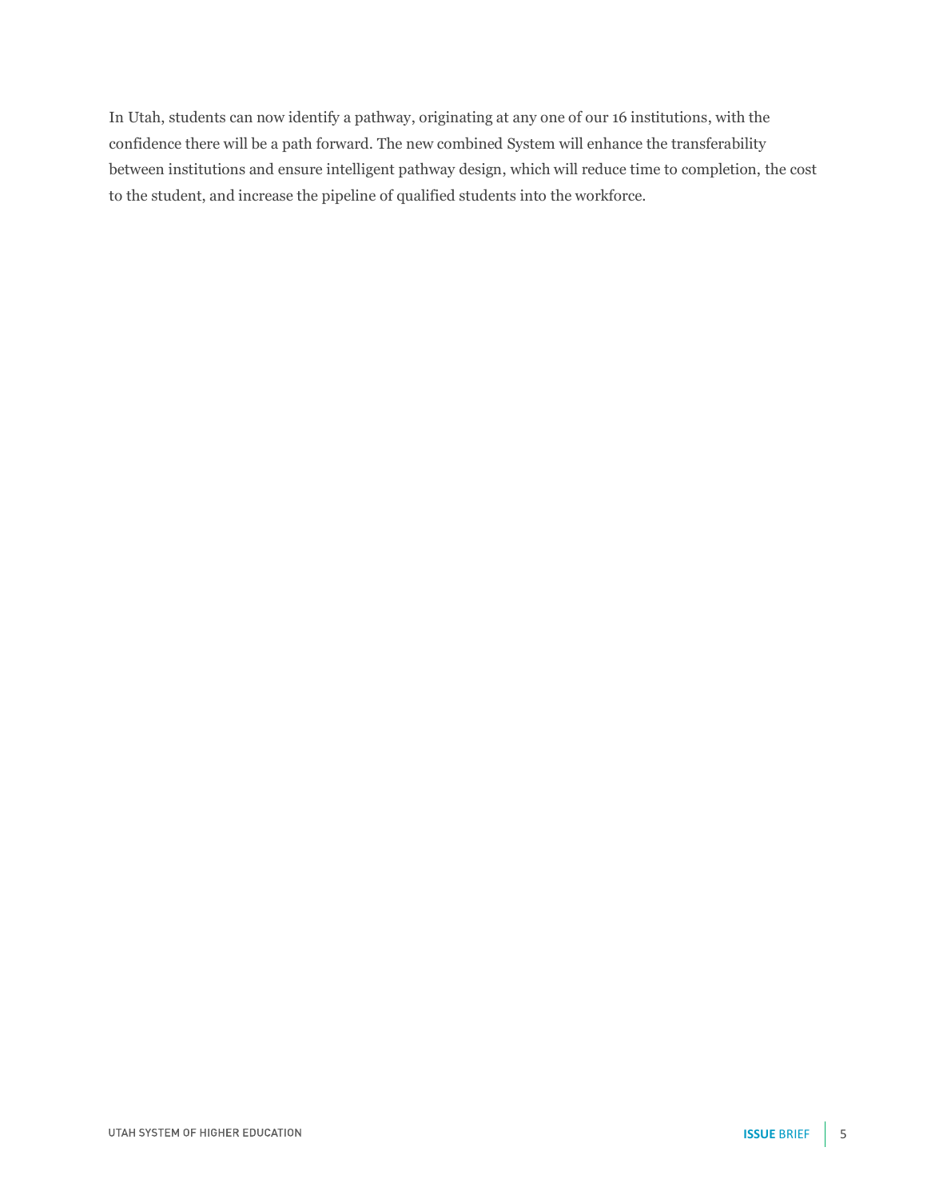In Utah, students can now identify a pathway, originating at any one of our 16 institutions, with the confidence there will be a path forward. The new combined System will enhance the transferability between institutions and ensure intelligent pathway design, which will reduce time to completion, the cost to the student, and increase the pipeline of qualified students into the workforce.